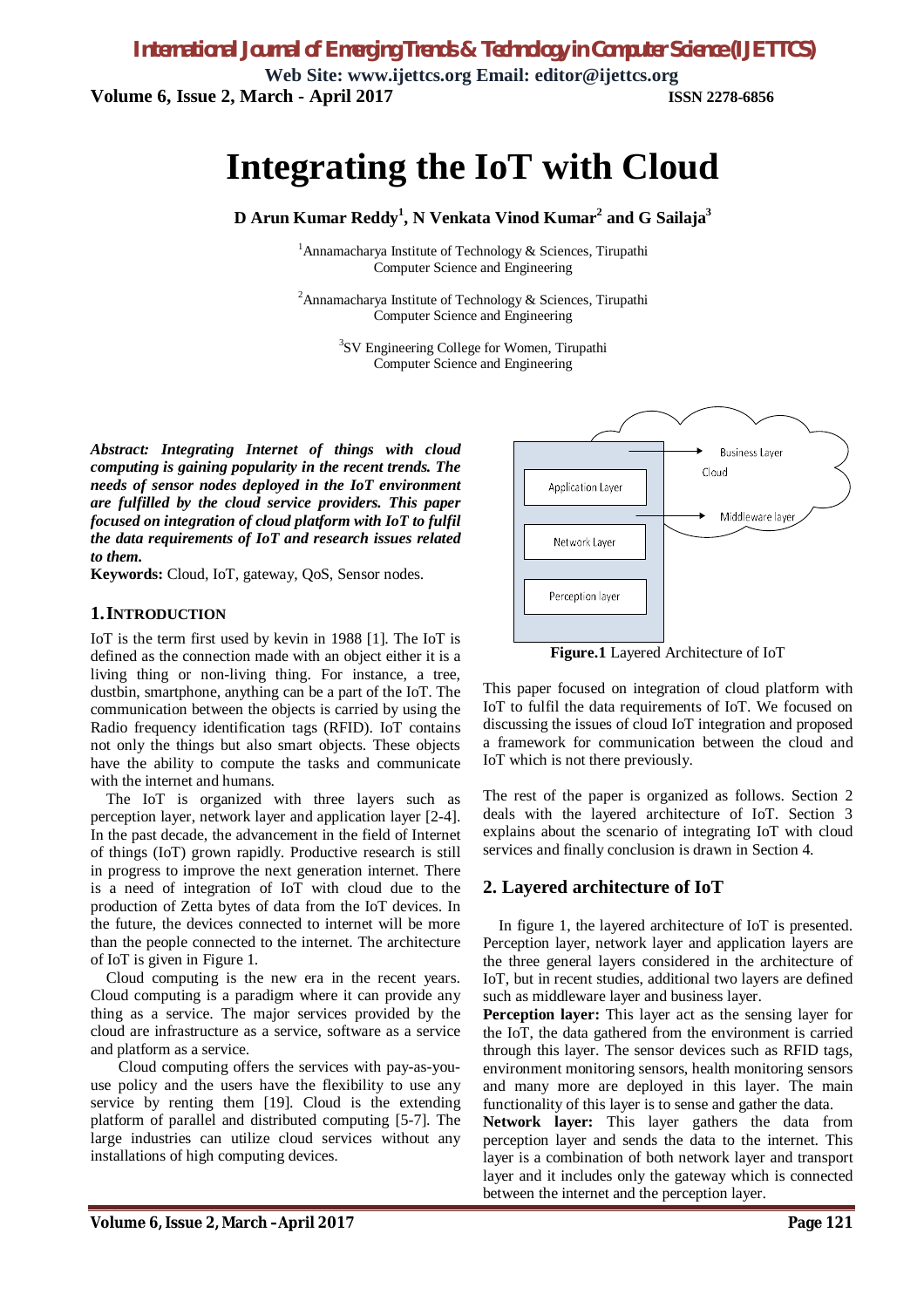# Integrating the IoT with Cloud

**D Arun Kumar Reddy[1], N Venkata Vinod Kumar[2] and G Sailaja[3]**

[1]Annamacharya Institute of Technology & Sciences, Tirupathi
Computer Science and Engineering

[2]Annamacharya Institute of Technology & Sciences, Tirupathi
Computer Science and Engineering

[3]SV Engineering College for Women, Tirupathi
Computer Science and Engineering

***Abstract:** Integrating Internet of things with cloud computing is gaining popularity in the recent trends. The needs of sensor nodes deployed in the IoT environment are fulfilled by the cloud service providers. This paper focused on integration of cloud platform with IoT to fulfil the data requirements of IoT and research issues related to them.*

**Keywords:** Cloud, IoT, gateway, QoS, Sensor nodes.

## 1. INTRODUCTION

IoT is the term first used by kevin in 1988 [1]. The IoT is defined as the connection made with an object either it is a living thing or non-living thing. For instance, a tree, dustbin, smartphone, anything can be a part of the IoT. The communication between the objects is carried by using the Radio frequency identification tags (RFID). IoT contains not only the things but also smart objects. These objects have the ability to compute the tasks and communicate with the internet and humans.

The IoT is organized with three layers such as perception layer, network layer and application layer [2-4]. In the past decade, the advancement in the field of Internet of things (IoT) grown rapidly. Productive research is still in progress to improve the next generation internet. There is a need of integration of IoT with cloud due to the production of Zetta bytes of data from the IoT devices. In the future, the devices connected to internet will be more than the people connected to the internet. The architecture of IoT is given in Figure 1.

Cloud computing is the new era in the recent years. Cloud computing is a paradigm where it can provide any thing as a service. The major services provided by the cloud are infrastructure as a service, software as a service and platform as a service.

Cloud computing offers the services with pay-as-you-use policy and the users have the flexibility to use any service by renting them [19]. Cloud is the extending platform of parallel and distributed computing [5-7]. The large industries can utilize cloud services without any installations of high computing devices.

Business Layer
Cloud
Application Layer
Middleware layer
Network Layer
Perception layer

**Figure.1** Layered Architecture of IoT

This paper focused on integration of cloud platform with IoT to fulfil the data requirements of IoT. We focused on discussing the issues of cloud IoT integration and proposed a framework for communication between the cloud and IoT which is not there previously.

The rest of the paper is organized as follows. Section 2 deals with the layered architecture of IoT. Section 3 explains about the scenario of integrating IoT with cloud services and finally conclusion is drawn in Section 4.

## 2. Layered architecture of IoT

In figure 1, the layered architecture of IoT is presented. Perception layer, network layer and application layers are the three general layers considered in the architecture of IoT, but in recent studies, additional two layers are defined such as middleware layer and business layer.

**Perception layer:** This layer act as the sensing layer for the IoT, the data gathered from the environment is carried through this layer. The sensor devices such as RFID tags, environment monitoring sensors, health monitoring sensors and many more are deployed in this layer. The main functionality of this layer is to sense and gather the data.

**Network layer:** This layer gathers the data from perception layer and sends the data to the internet. This layer is a combination of both network layer and transport layer and it includes only the gateway which is connected between the internet and the perception layer.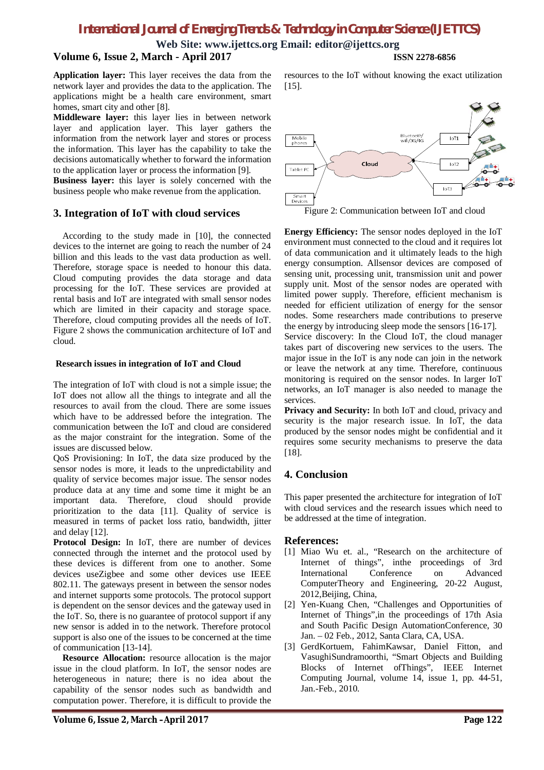**Application layer:** This layer receives the data from the network layer and provides the data to the application. The applications might be a health care environment, smart homes, smart city and other [8].

**Middleware layer:** this layer lies in between network layer and application layer. This layer gathers the information from the network layer and stores or process the information. This layer has the capability to take the decisions automatically whether to forward the information to the application layer or process the information [9].

**Business layer:** this layer is solely concerned with the business people who make revenue from the application.

## 3. Integration of IoT with cloud services

According to the study made in [10], the connected devices to the internet are going to reach the number of 24 billion and this leads to the vast data production as well. Therefore, storage space is needed to honour this data. Cloud computing provides the data storage and data processing for the IoT. These services are provided at rental basis and IoT are integrated with small sensor nodes which are limited in their capacity and storage space. Therefore, cloud computing provides all the needs of IoT. Figure 2 shows the communication architecture of IoT and cloud.

### Research issues in integration of IoT and Cloud

The integration of IoT with cloud is not a simple issue; the IoT does not allow all the things to integrate and all the resources to avail from the cloud. There are some issues which have to be addressed before the integration. The communication between the IoT and cloud are considered as the major constraint for the integration. Some of the issues are discussed below.

QoS Provisioning: In IoT, the data size produced by the sensor nodes is more, it leads to the unpredictability and quality of service becomes major issue. The sensor nodes produce data at any time and some time it might be an important data. Therefore, cloud should provide prioritization to the data [11]. Quality of service is measured in terms of packet loss ratio, bandwidth, jitter and delay [12].

**Protocol Design:** In IoT, there are number of devices connected through the internet and the protocol used by these devices is different from one to another. Some devices useZigbee and some other devices use IEEE 802.11. The gateways present in between the sensor nodes and internet supports some protocols. The protocol support is dependent on the sensor devices and the gateway used in the IoT. So, there is no guarantee of protocol support if any new sensor is added in to the network. Therefore protocol support is also one of the issues to be concerned at the time of communication [13-14].

**Resource Allocation:** resource allocation is the major issue in the cloud platform. In IoT, the sensor nodes are heterogeneous in nature; there is no idea about the capability of the sensor nodes such as bandwidth and computation power. Therefore, it is difficult to provide the resources to the IoT without knowing the exact utilization [15].

Mobile phones
Tablet PC
Smart Devices
Cloud
Bluetooth/ wifi/3G/4G
IoT1
IoT2
IoT3

Figure 2: Communication between IoT and cloud

**Energy Efficiency:** The sensor nodes deployed in the IoT environment must connected to the cloud and it requires lot of data communication and it ultimately leads to the high energy consumption. Allsensor devices are composed of sensing unit, processing unit, transmission unit and power supply unit. Most of the sensor nodes are operated with limited power supply. Therefore, efficient mechanism is needed for efficient utilization of energy for the sensor nodes. Some researchers made contributions to preserve the energy by introducing sleep mode the sensors [16-17].

Service discovery: In the Cloud IoT, the cloud manager takes part of discovering new services to the users. The major issue in the IoT is any node can join in the network or leave the network at any time. Therefore, continuous monitoring is required on the sensor nodes. In larger IoT networks, an IoT manager is also needed to manage the services.

**Privacy and Security:** In both IoT and cloud, privacy and security is the major research issue. In IoT, the data produced by the sensor nodes might be confidential and it requires some security mechanisms to preserve the data [18].

## 4. Conclusion

This paper presented the architecture for integration of IoT with cloud services and the research issues which need to be addressed at the time of integration.

## References:

[1] Miao Wu et. al., "Research on the architecture of Internet of things", inthe proceedings of 3rd International Conference on Advanced ComputerTheory and Engineering, 20-22 August, 2012,Beijing, China,

[2] Yen-Kuang Chen, "Challenges and Opportunities of Internet of Things",in the proceedings of 17th Asia and South Pacific Design AutomationConference, 30 Jan. – 02 Feb., 2012, Santa Clara, CA, USA.

[3] GerdKortuem, FahimKawsar, Daniel Fitton, and VasughiSundramoorthi, "Smart Objects and Building Blocks of Internet ofThings", IEEE Internet Computing Journal, volume 14, issue 1, pp. 44-51, Jan.-Feb., 2010.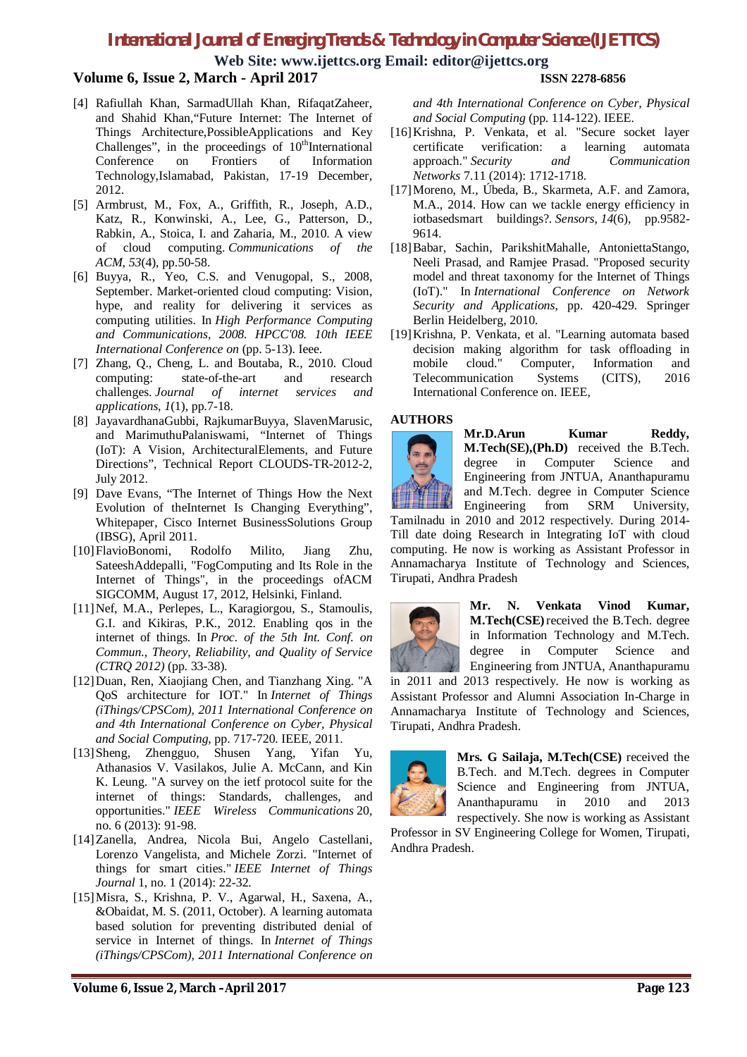[4] Rafiullah Khan, SarmadUllah Khan, RifaqatZaheer, and Shahid Khan,"Future Internet: The Internet of Things Architecture,PossibleApplications and Key Challenges", in the proceedings of 10th International Conference on Frontiers of Information Technology,Islamabad, Pakistan, 17-19 December, 2012.

[5] Armbrust, M., Fox, A., Griffith, R., Joseph, A.D., Katz, R., Konwinski, A., Lee, G., Patterson, D., Rabkin, A., Stoica, I. and Zaharia, M., 2010. A view of cloud computing. *Communications of the ACM*, *53*(4), pp.50-58.

[6] Buyya, R., Yeo, C.S. and Venugopal, S., 2008, September. Market-oriented cloud computing: Vision, hype, and reality for delivering it services as computing utilities. In *High Performance Computing and Communications, 2008. HPCC'08. 10th IEEE International Conference on* (pp. 5-13). Ieee.

[7] Zhang, Q., Cheng, L. and Boutaba, R., 2010. Cloud computing: state-of-the-art and research challenges. *Journal of internet services and applications*, *1*(1), pp.7-18.

[8] JayavardhanaGubbi, RajkumarBuyya, SlavenMarusic, and MarimuthuPalaniswami, "Internet of Things (IoT): A Vision, ArchitecturalElements, and Future Directions", Technical Report CLOUDS-TR-2012-2, July 2012.

[9] Dave Evans, "The Internet of Things How the Next Evolution of theInternet Is Changing Everything", Whitepaper, Cisco Internet BusinessSolutions Group (IBSG), April 2011.

[10] FlavioBonomi, Rodolfo Milito, Jiang Zhu, SateeshAddepalli, "FogComputing and Its Role in the Internet of Things", in the proceedings ofACM SIGCOMM, August 17, 2012, Helsinki, Finland.

[11] Nef, M.A., Perlepes, L., Karagiorgou, S., Stamoulis, G.I. and Kikiras, P.K., 2012. Enabling qos in the internet of things. In *Proc. of the 5th Int. Conf. on Commun., Theory, Reliability, and Quality of Service (CTRQ 2012)* (pp. 33-38).

[12] Duan, Ren, Xiaojiang Chen, and Tianzhang Xing. "A QoS architecture for IOT." In *Internet of Things (iThings/CPSCom), 2011 International Conference on and 4th International Conference on Cyber, Physical and Social Computing*, pp. 717-720. IEEE, 2011.

[13] Sheng, Zhengguo, Shusen Yang, Yifan Yu, Athanasios V. Vasilakos, Julie A. McCann, and Kin K. Leung. "A survey on the ietf protocol suite for the internet of things: Standards, challenges, and opportunities." *IEEE Wireless Communications* 20, no. 6 (2013): 91-98.

[14] Zanella, Andrea, Nicola Bui, Angelo Castellani, Lorenzo Vangelista, and Michele Zorzi. "Internet of things for smart cities." *IEEE Internet of Things Journal* 1, no. 1 (2014): 22-32.

[15] Misra, S., Krishna, P. V., Agarwal, H., Saxena, A., &Obaidat, M. S. (2011, October). A learning automata based solution for preventing distributed denial of service in Internet of things. In *Internet of Things (iThings/CPSCom), 2011 International Conference on and 4th International Conference on Cyber, Physical and Social Computing* (pp. 114-122). IEEE.

[16] Krishna, P. Venkata, et al. "Secure socket layer certificate verification: a learning automata approach." *Security and Communication Networks* 7.11 (2014): 1712-1718.

[17] Moreno, M., Úbeda, B., Skarmeta, A.F. and Zamora, M.A., 2014. How can we tackle energy efficiency in iotbasedsmart buildings?. *Sensors*, *14*(6), pp.9582-9614.

[18] Babar, Sachin, ParikshitMahalle, AntoniettaStango, Neeli Prasad, and Ramjee Prasad. "Proposed security model and threat taxonomy for the Internet of Things (IoT)." In *International Conference on Network Security and Applications*, pp. 420-429. Springer Berlin Heidelberg, 2010.

[19] Krishna, P. Venkata, et al. "Learning automata based decision making algorithm for task offloading in mobile cloud." Computer, Information and Telecommunication Systems (CITS), 2016 International Conference on. IEEE,

## AUTHORS

**Mr.D.Arun Kumar Reddy, M.Tech(SE),(Ph.D)** received the B.Tech. degree in Computer Science and Engineering from JNTUA, Ananthapuramu and M.Tech. degree in Computer Science Engineering from SRM University, Tamilnadu in 2010 and 2012 respectively. During 2014-Till date doing Research in Integrating IoT with cloud computing. He now is working as Assistant Professor in Annamacharya Institute of Technology and Sciences, Tirupati, Andhra Pradesh

**Mr. N. Venkata Vinod Kumar, M.Tech(CSE)** received the B.Tech. degree in Information Technology and M.Tech. degree in Computer Science and Engineering from JNTUA, Ananthapuramu in 2011 and 2013 respectively. He now is working as Assistant Professor and Alumni Association In-Charge in Annamacharya Institute of Technology and Sciences, Tirupati, Andhra Pradesh.

**Mrs. G Sailaja, M.Tech(CSE)** received the B.Tech. and M.Tech. degrees in Computer Science and Engineering from JNTUA, Ananthapuramu in 2010 and 2013 respectively. She now is working as Assistant Professor in SV Engineering College for Women, Tirupati, Andhra Pradesh.